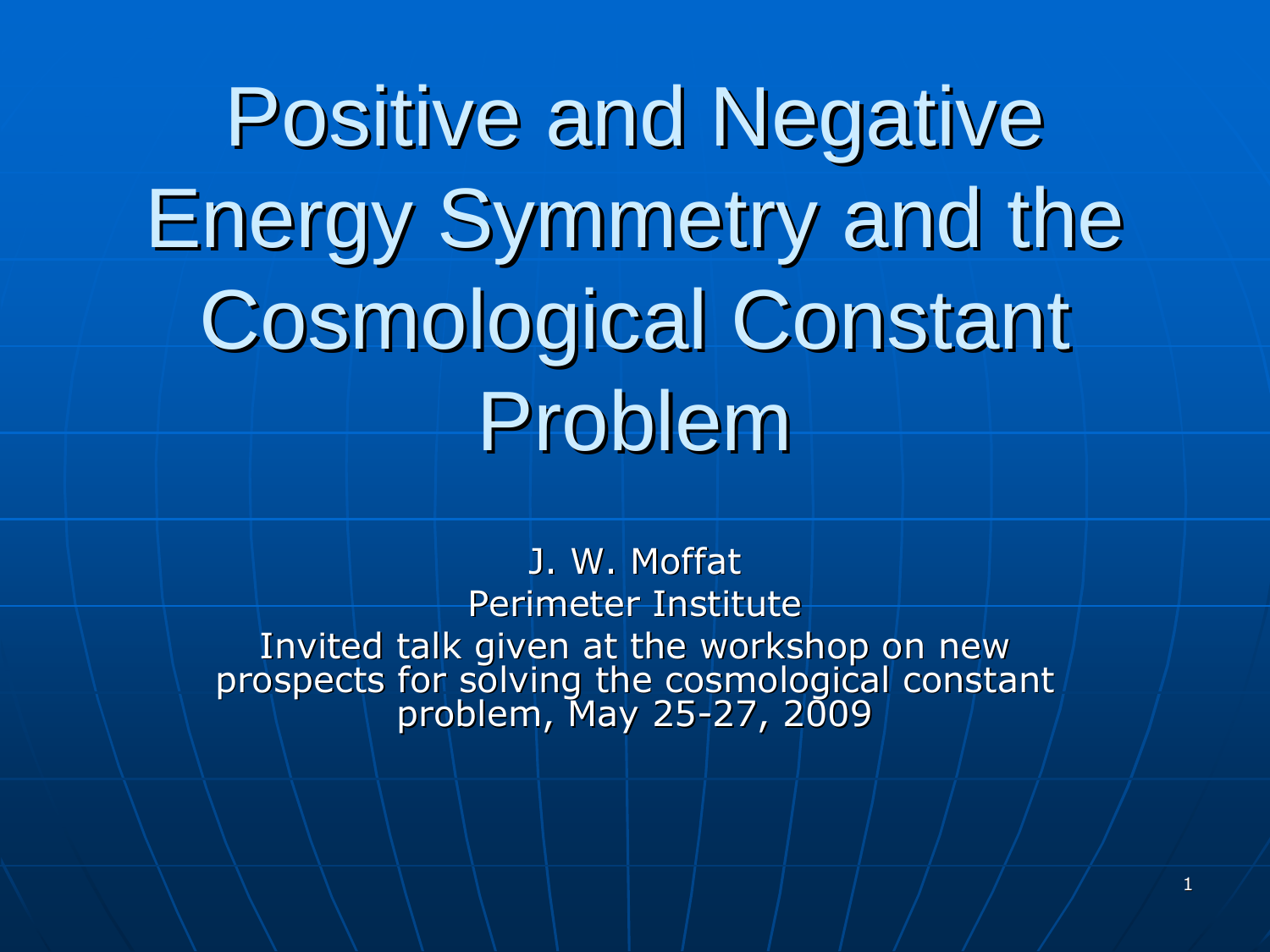# Positive and Negative Energy Symmetry and the Cosmological Constant Problem

J. W. Moffat

Perimeter Institute

Invited talk given at the workshop on new prospects for solving the cosmological constant problem, May 25-27, 2009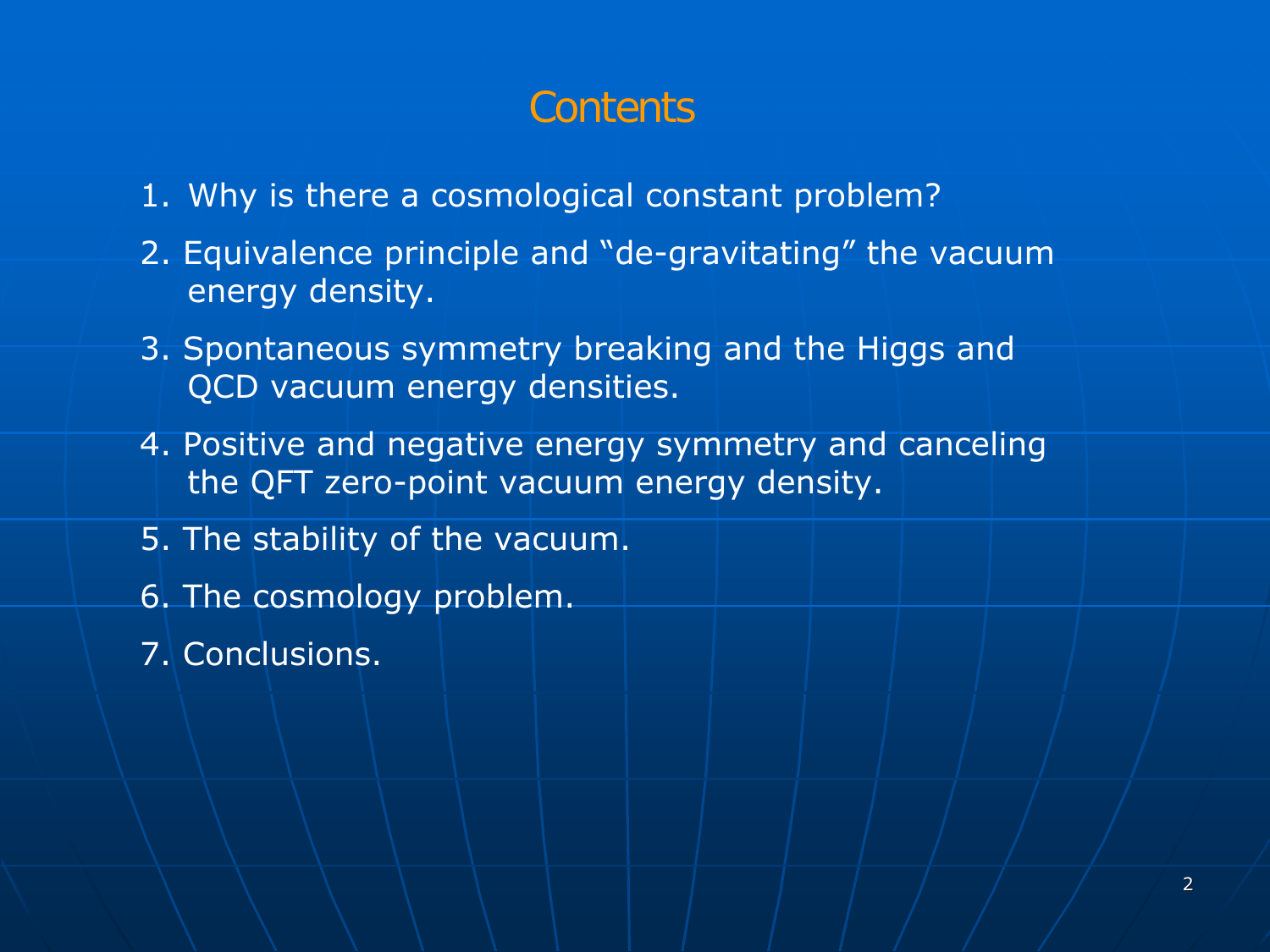# Contents

1. Why is there a cosmological constant problem?
2. Equivalence principle and “de-gravitating” the vacuum energy density.
3. Spontaneous symmetry breaking and the Higgs and QCD vacuum energy densities.
4. Positive and negative energy symmetry and canceling the QFT zero-point vacuum energy density.
5. The stability of the vacuum.
6. The cosmology problem.
7. Conclusions.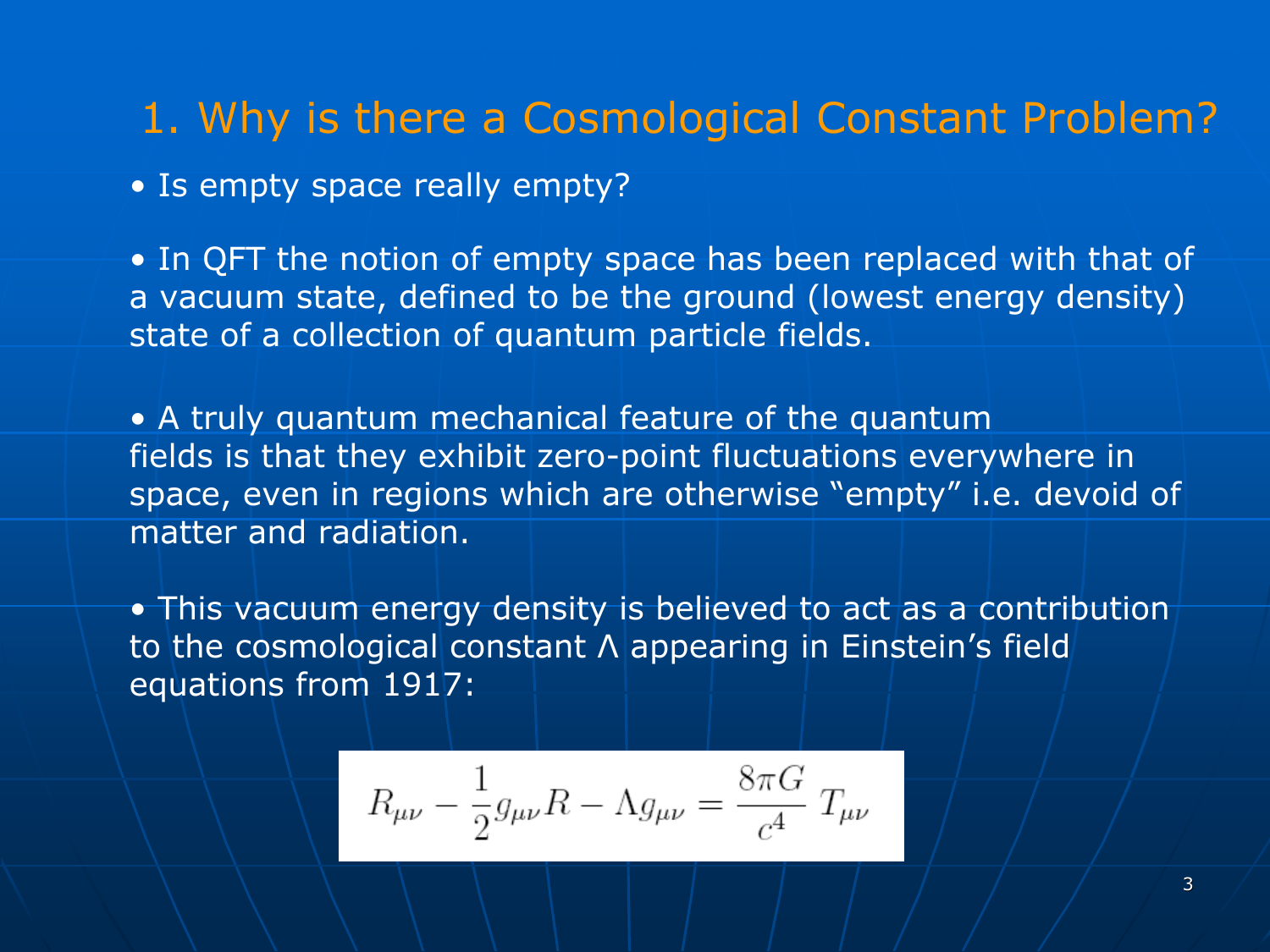# 1. Why is there a Cosmological Constant Problem?

- Is empty space really empty?

- In QFT the notion of empty space has been replaced with that of a vacuum state, defined to be the ground (lowest energy density) state of a collection of quantum particle fields.

- A truly quantum mechanical feature of the quantum fields is that they exhibit zero-point fluctuations everywhere in space, even in regions which are otherwise “empty” i.e. devoid of matter and radiation.

- This vacuum energy density is believed to act as a contribution to the cosmological constant Λ appearing in Einstein’s field equations from 1917:

$$R_{\mu\nu} - \frac{1}{2} g_{\mu\nu} R - \Lambda g_{\mu\nu} = \frac{8\pi G}{c^4} \, T_{\mu\nu}$$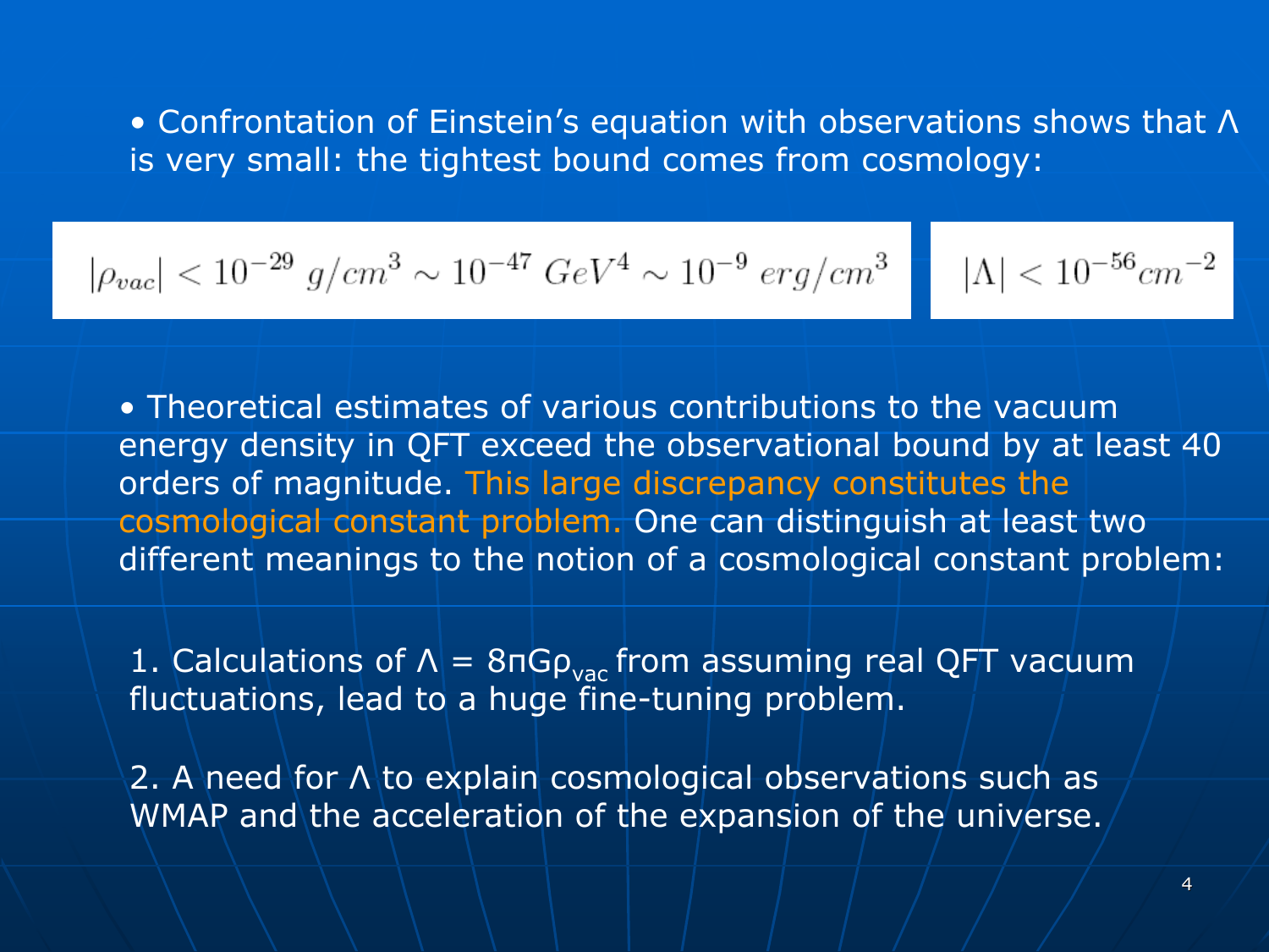- Confrontation of Einstein's equation with observations shows that $\Lambda$ is very small: the tightest bound comes from cosmology:

$$|\rho_{vac}| < 10^{-29}\ g/cm^3 \sim 10^{-47}\ GeV^4 \sim 10^{-9}\ erg/cm^3$$

$$|\Lambda| < 10^{-56} cm^{-2}$$

- Theoretical estimates of various contributions to the vacuum energy density in QFT exceed the observational bound by at least 40 orders of magnitude. This large discrepancy constitutes the cosmological constant problem. One can distinguish at least two different meanings to the notion of a cosmological constant problem:

1. Calculations of $\Lambda = 8\pi G\rho_{vac}$ from assuming real QFT vacuum fluctuations, lead to a huge fine-tuning problem.

2. A need for $\Lambda$ to explain cosmological observations such as WMAP and the acceleration of the expansion of the universe.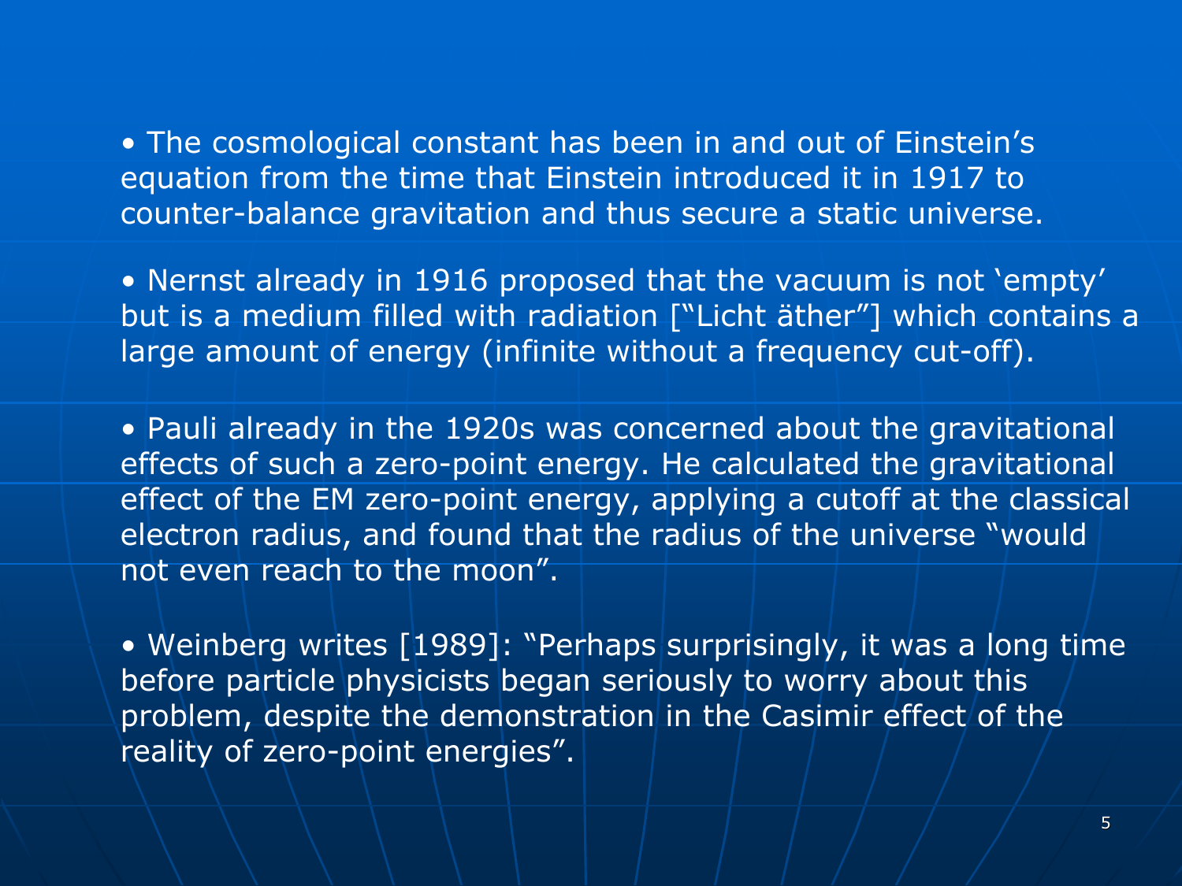- The cosmological constant has been in and out of Einstein’s equation from the time that Einstein introduced it in 1917 to counter-balance gravitation and thus secure a static universe.

- Nernst already in 1916 proposed that the vacuum is not ‘empty’ but is a medium filled with radiation [“Licht äther”] which contains a large amount of energy (infinite without a frequency cut-off).

- Pauli already in the 1920s was concerned about the gravitational effects of such a zero-point energy. He calculated the gravitational effect of the EM zero-point energy, applying a cutoff at the classical electron radius, and found that the radius of the universe “would not even reach to the moon”.

- Weinberg writes [1989]: “Perhaps surprisingly, it was a long time before particle physicists began seriously to worry about this problem, despite the demonstration in the Casimir effect of the reality of zero-point energies”.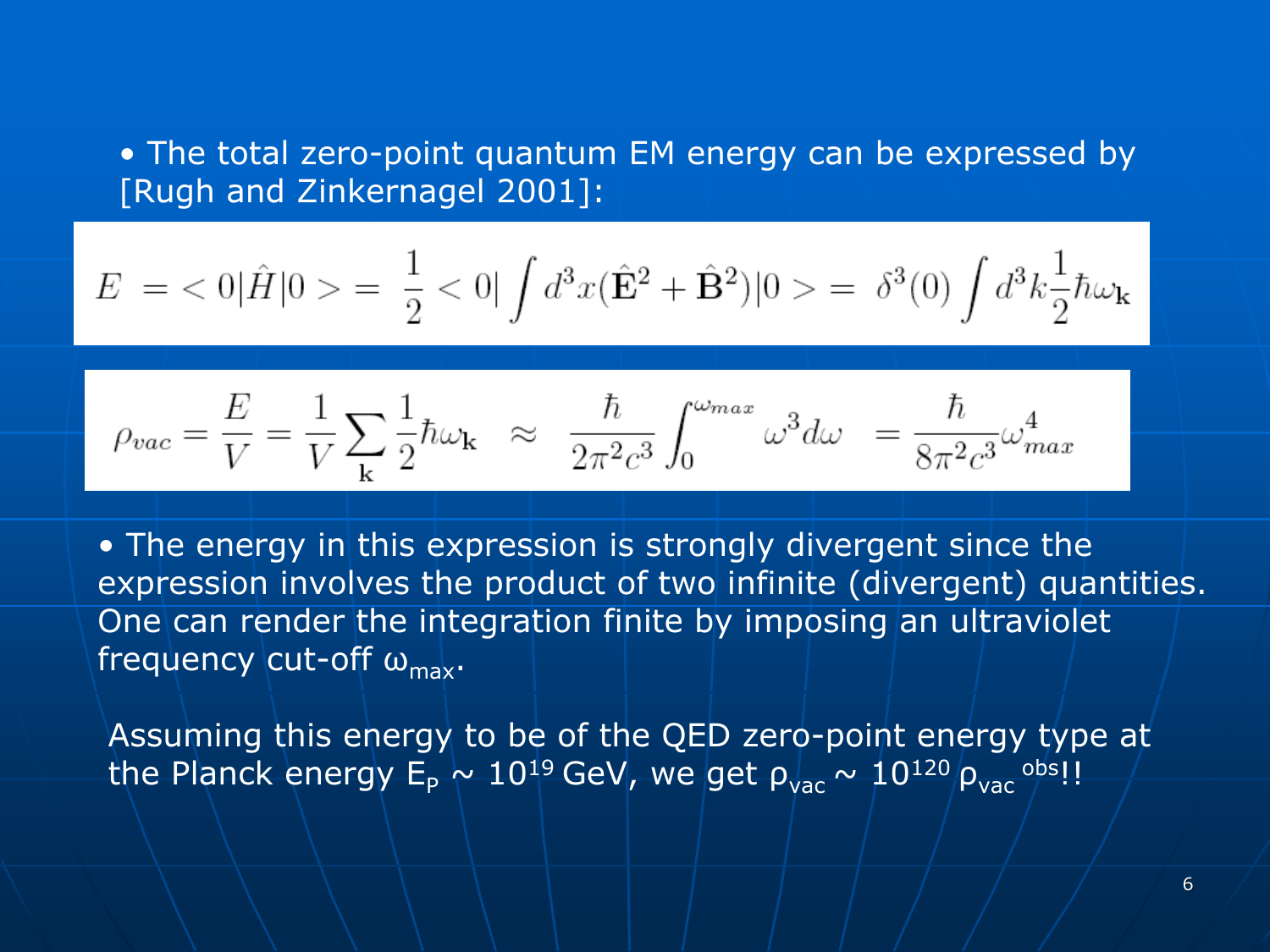- The total zero-point quantum EM energy can be expressed by [Rugh and Zinkernagel 2001]:

$$E = <0|\hat{H}|0> = \frac{1}{2} <0| \int d^3x (\hat{\mathbf{E}}^2 + \hat{\mathbf{B}}^2) |0> = \delta^3(0) \int d^3k \frac{1}{2} \hbar \omega_{\mathbf{k}}$$

$$\rho_{vac} = \frac{E}{V} = \frac{1}{V} \sum_{\mathbf{k}} \frac{1}{2} \hbar \omega_{\mathbf{k}} \approx \frac{\hbar}{2\pi^2 c^3} \int_0^{\omega_{max}} \omega^3 d\omega = \frac{\hbar}{8\pi^2 c^3} \omega_{max}^4$$

- The energy in this expression is strongly divergent since the expression involves the product of two infinite (divergent) quantities. One can render the integration finite by imposing an ultraviolet frequency cut-off $\omega_{max}$.

Assuming this energy to be of the QED zero-point energy type at the Planck energy $E_P \sim 10^{19}$ GeV, we get $\rho_{vac} \sim 10^{120}\, \rho_{vac}^{\ obs}$!!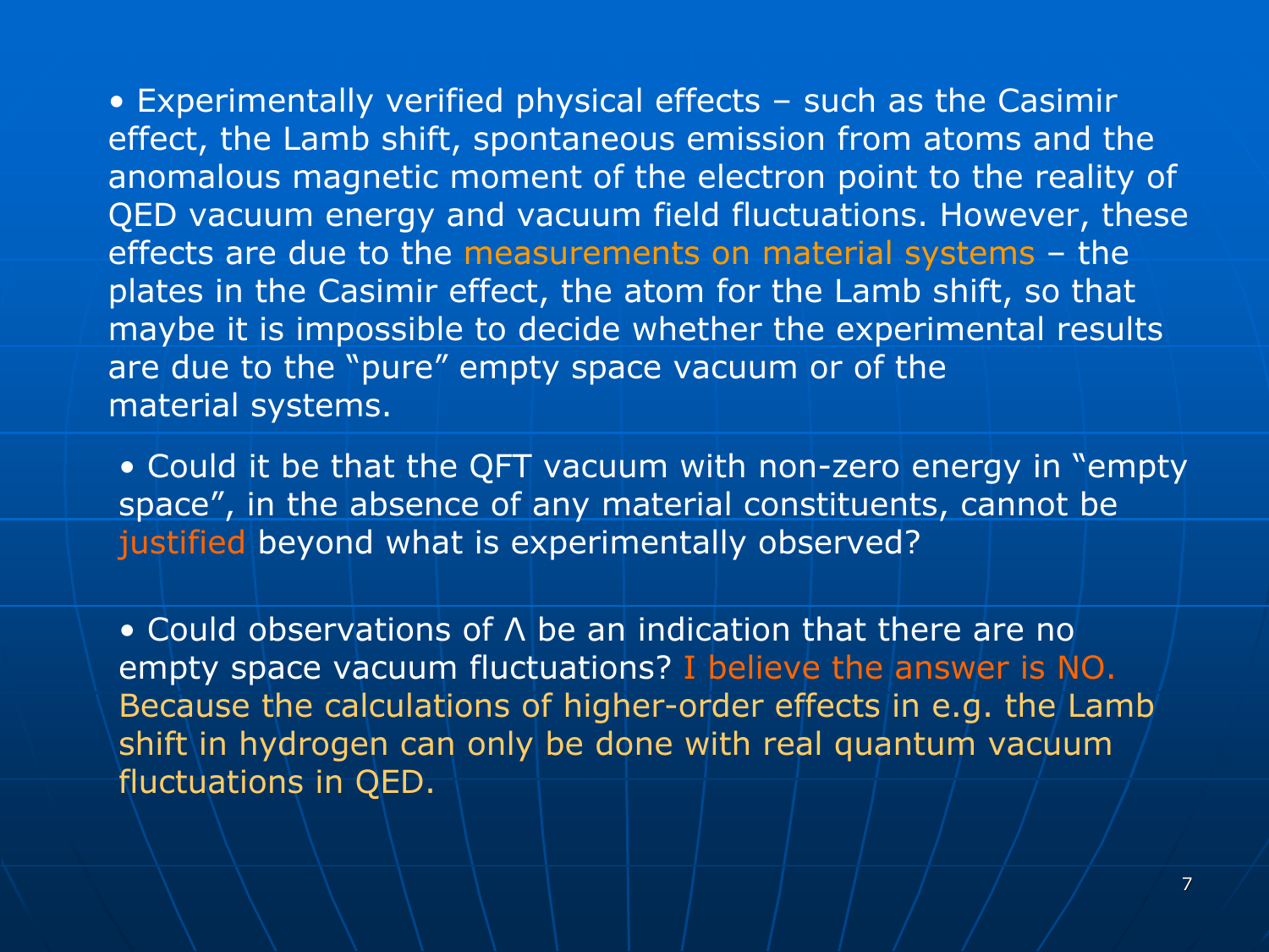- Experimentally verified physical effects – such as the Casimir effect, the Lamb shift, spontaneous emission from atoms and the anomalous magnetic moment of the electron point to the reality of QED vacuum energy and vacuum field fluctuations. However, these effects are due to the measurements on material systems – the plates in the Casimir effect, the atom for the Lamb shift, so that maybe it is impossible to decide whether the experimental results are due to the "pure" empty space vacuum or of the material systems.

- Could it be that the QFT vacuum with non-zero energy in "empty space", in the absence of any material constituents, cannot be justified beyond what is experimentally observed?

- Could observations of $\Lambda$ be an indication that there are no empty space vacuum fluctuations? I believe the answer is NO. Because the calculations of higher-order effects in e.g. the Lamb shift in hydrogen can only be done with real quantum vacuum fluctuations in QED.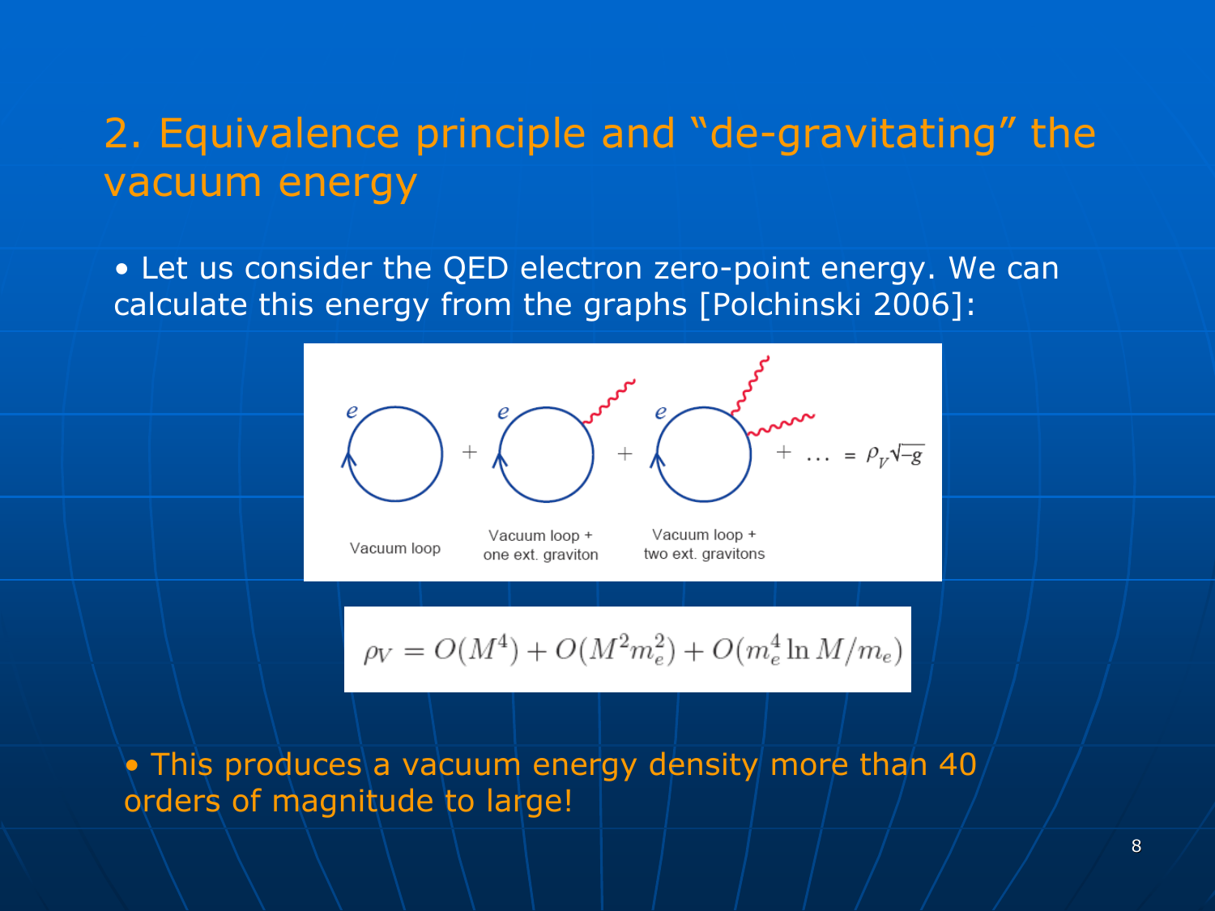## 2. Equivalence principle and "de-gravitating" the vacuum energy

- Let us consider the QED electron zero-point energy. We can calculate this energy from the graphs [Polchinski 2006]:

$e$ + $e$ + $e$ + ... $= \rho_V \sqrt{-g}$

Vacuum loop | Vacuum loop + one ext. graviton | Vacuum loop + two ext. gravitons

$$\rho_V = O(M^4) + O(M^2 m_e^2) + O(m_e^4 \ln M/m_e)$$

- This produces a vacuum energy density more than 40 orders of magnitude to large!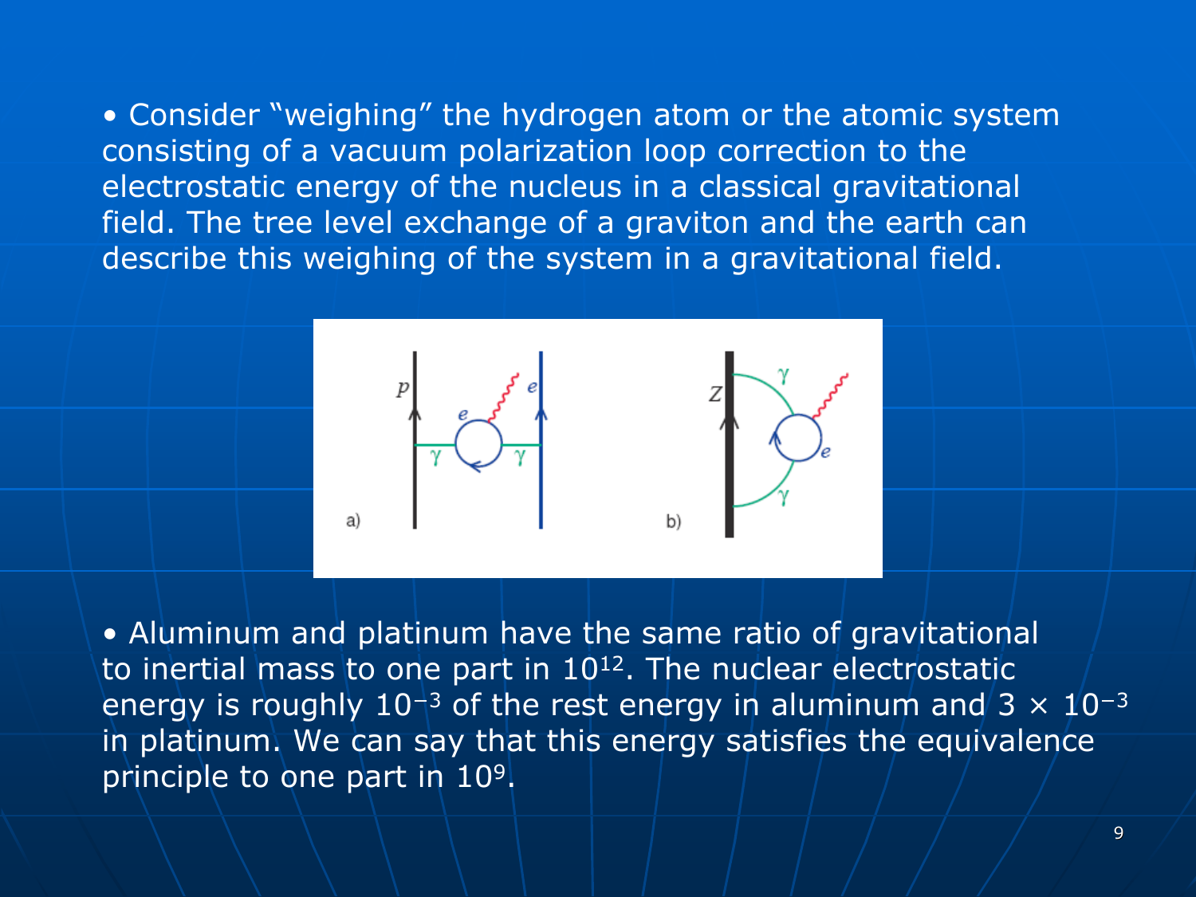- Consider "weighing" the hydrogen atom or the atomic system consisting of a vacuum polarization loop correction to the electrostatic energy of the nucleus in a classical gravitational field. The tree level exchange of a graviton and the earth can describe this weighing of the system in a gravitational field.

- Aluminum and platinum have the same ratio of gravitational to inertial mass to one part in $10^{12}$. The nuclear electrostatic energy is roughly $10^{-3}$ of the rest energy in aluminum and $3 \times 10^{-3}$ in platinum. We can say that this energy satisfies the equivalence principle to one part in $10^{9}$.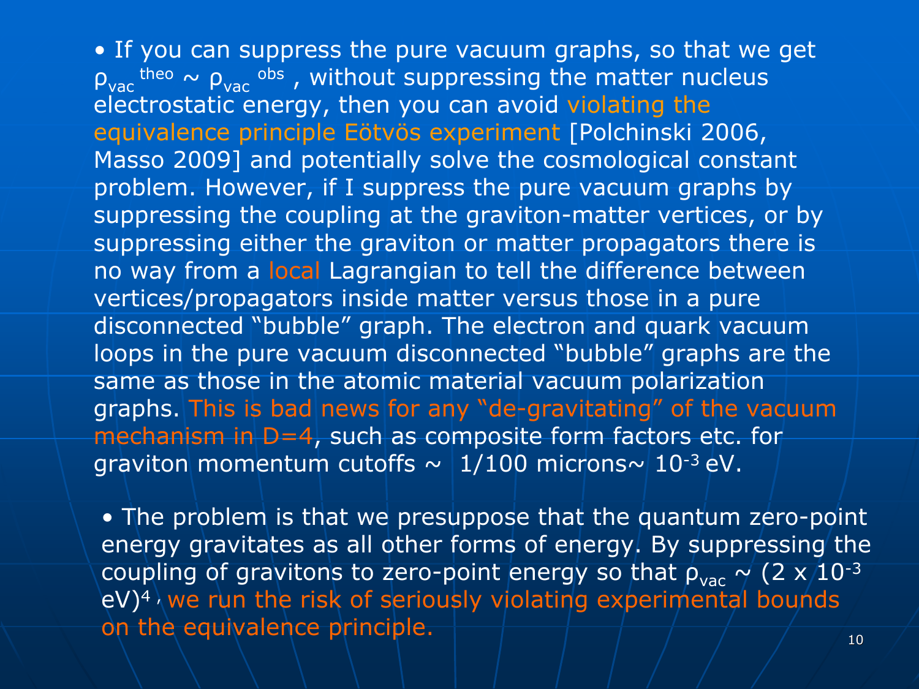- If you can suppress the pure vacuum graphs, so that we get $\rho_{vac}^{\;theo} \sim \rho_{vac}^{\;obs}$ , without suppressing the matter nucleus electrostatic energy, then you can avoid violating the equivalence principle Eötvös experiment [Polchinski 2006, Masso 2009] and potentially solve the cosmological constant problem. However, if I suppress the pure vacuum graphs by suppressing the coupling at the graviton-matter vertices, or by suppressing either the graviton or matter propagators there is no way from a local Lagrangian to tell the difference between vertices/propagators inside matter versus those in a pure disconnected "bubble" graph. The electron and quark vacuum loops in the pure vacuum disconnected "bubble" graphs are the same as those in the atomic material vacuum polarization graphs. This is bad news for any "de-gravitating" of the vacuum mechanism in D=4, such as composite form factors etc. for graviton momentum cutoffs ~ 1/100 microns~ $10^{-3}$ eV.

- The problem is that we presuppose that the quantum zero-point energy gravitates as all other forms of energy. By suppressing the coupling of gravitons to zero-point energy so that $\rho_{vac} \sim (2 \times 10^{-3}\ \mathrm{eV})^4$ , we run the risk of seriously violating experimental bounds on the equivalence principle.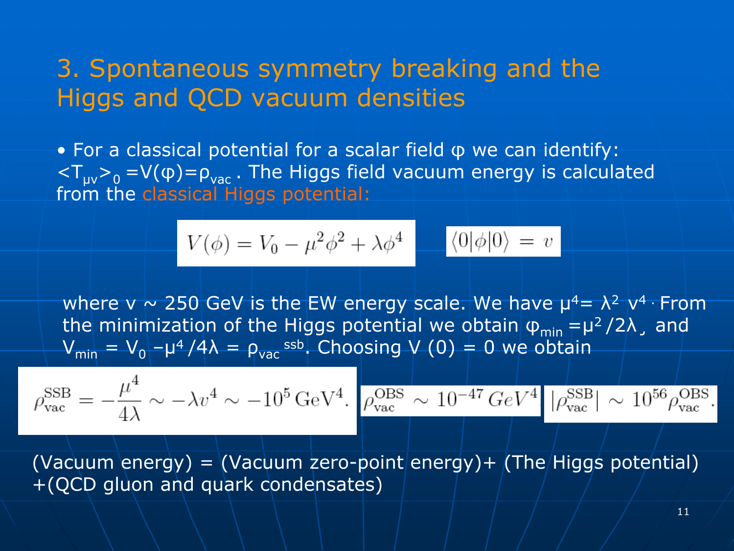# 3. Spontaneous symmetry breaking and the Higgs and QCD vacuum densities

- For a classical potential for a scalar field φ we can identify: $\langle T_{\mu\nu}\rangle_0 = V(\varphi) = \rho_{vac}$. The Higgs field vacuum energy is calculated from the classical Higgs potential:

$$V(\phi) = V_0 - \mu^2\phi^2 + \lambda\phi^4 \qquad \langle 0|\phi|0\rangle = v$$

where v ~ 250 GeV is the EW energy scale. We have $\mu^4 = \lambda^2 v^4$. From the minimization of the Higgs potential we obtain $\varphi_{min} = \mu^2/2\lambda$, and $V_{min} = V_0 - \mu^4/4\lambda = \rho_{vac}{}^{ssb}$. Choosing V (0) = 0 we obtain

$$\rho_{\rm vac}^{\rm SSB} = -\frac{\mu^4}{4\lambda} \sim -\lambda v^4 \sim -10^5\,{\rm GeV}^4. \quad \rho_{\rm vac}^{\rm OBS} \sim 10^{-47}\,GeV^4 \quad |\rho_{\rm vac}^{\rm SSB}| \sim 10^{56}\rho_{\rm vac}^{\rm OBS}.$$

(Vacuum energy) = (Vacuum zero-point energy)+ (The Higgs potential) +(QCD gluon and quark condensates)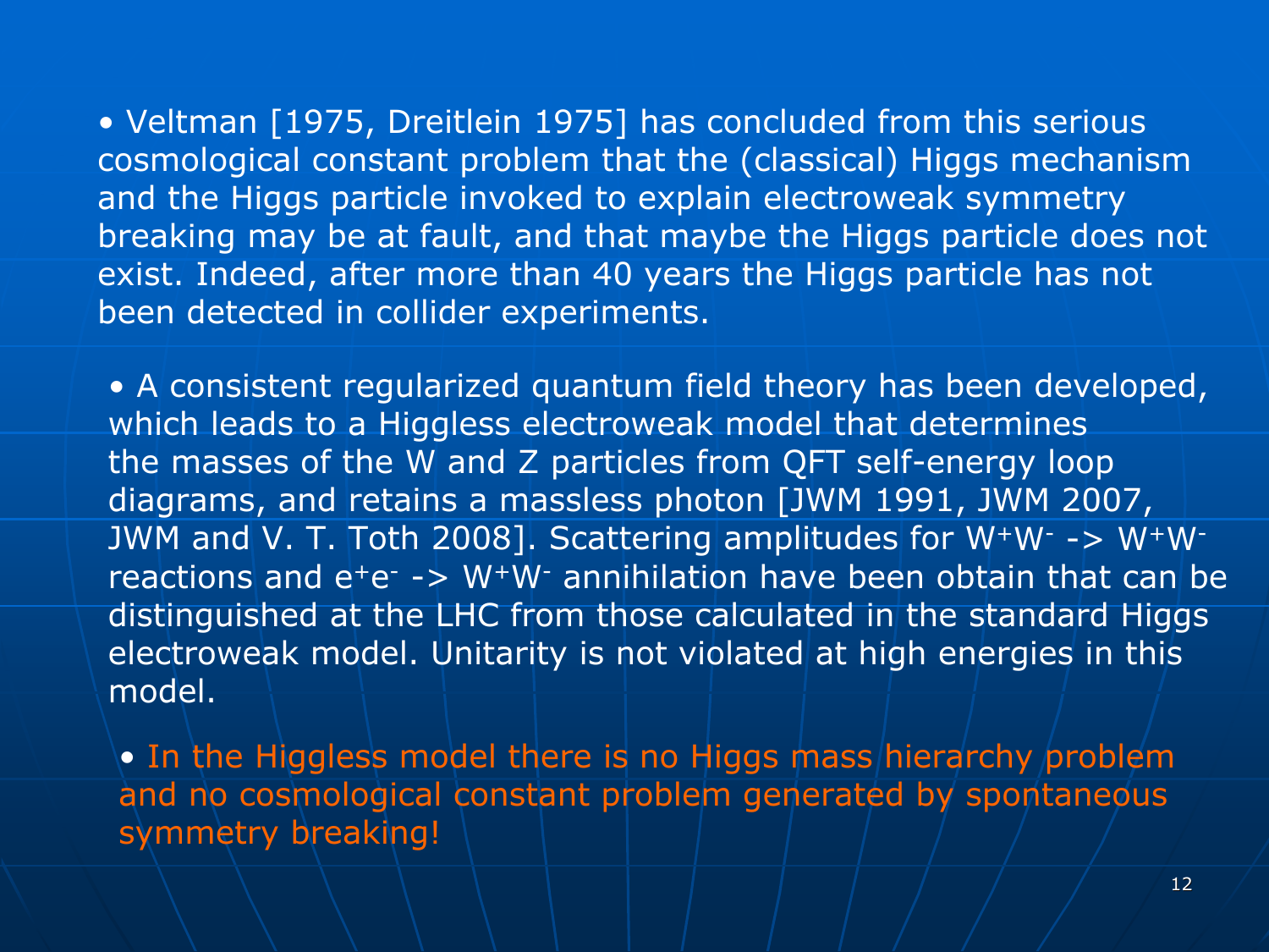- Veltman [1975, Dreitlein 1975] has concluded from this serious cosmological constant problem that the (classical) Higgs mechanism and the Higgs particle invoked to explain electroweak symmetry breaking may be at fault, and that maybe the Higgs particle does not exist. Indeed, after more than 40 years the Higgs particle has not been detected in collider experiments.

- A consistent regularized quantum field theory has been developed, which leads to a Higgless electroweak model that determines the masses of the W and Z particles from QFT self-energy loop diagrams, and retains a massless photon [JWM 1991, JWM 2007, JWM and V. T. Toth 2008]. Scattering amplitudes for $W^+W^- \rightarrow W^+W^-$ reactions and $e^+e^- \rightarrow W^+W^-$ annihilation have been obtain that can be distinguished at the LHC from those calculated in the standard Higgs electroweak model. Unitarity is not violated at high energies in this model.

- In the Higgless model there is no Higgs mass hierarchy problem and no cosmological constant problem generated by spontaneous symmetry breaking!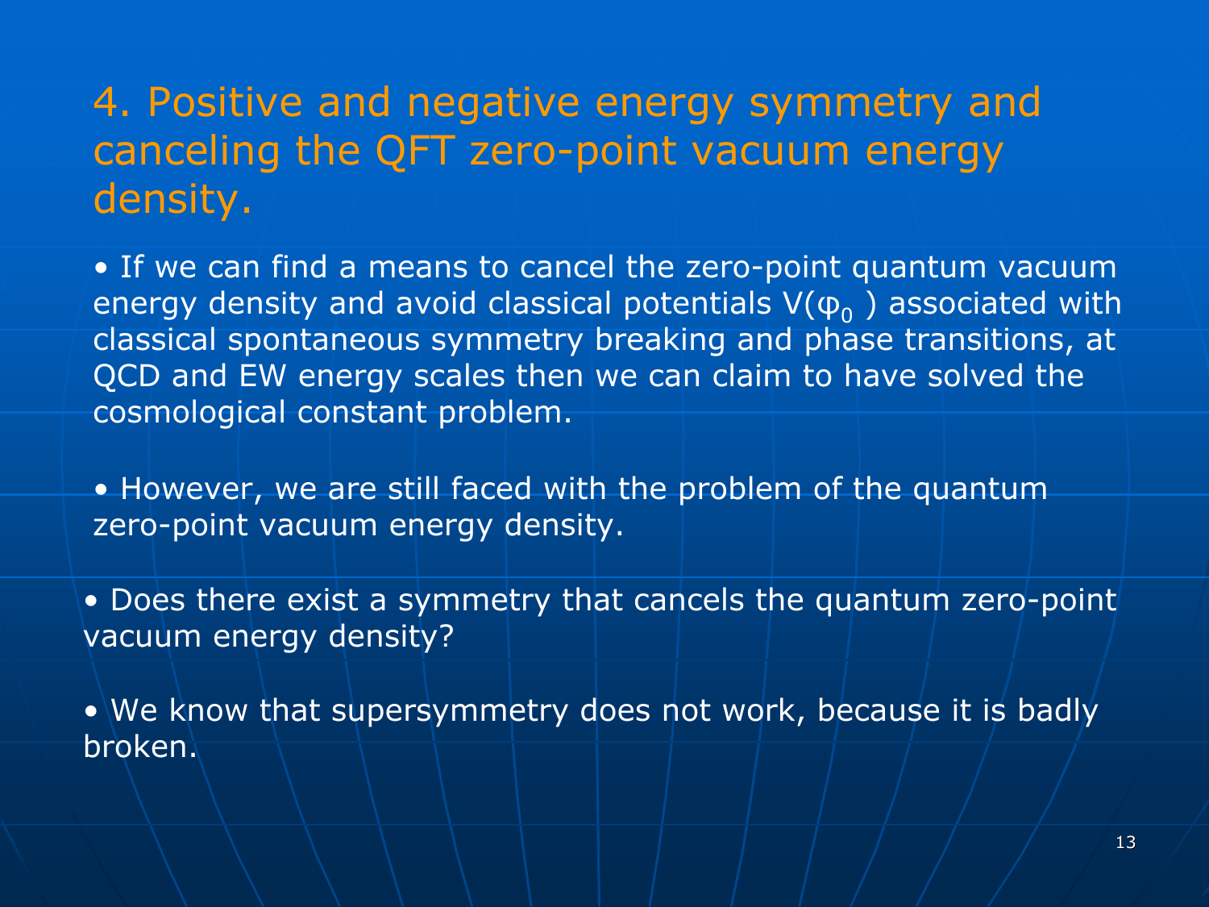# 4. Positive and negative energy symmetry and canceling the QFT zero-point vacuum energy density.

- If we can find a means to cancel the zero-point quantum vacuum energy density and avoid classical potentials $V(\varphi_0)$ associated with classical spontaneous symmetry breaking and phase transitions, at QCD and EW energy scales then we can claim to have solved the cosmological constant problem.

- However, we are still faced with the problem of the quantum zero-point vacuum energy density.

- Does there exist a symmetry that cancels the quantum zero-point vacuum energy density?

- We know that supersymmetry does not work, because it is badly broken.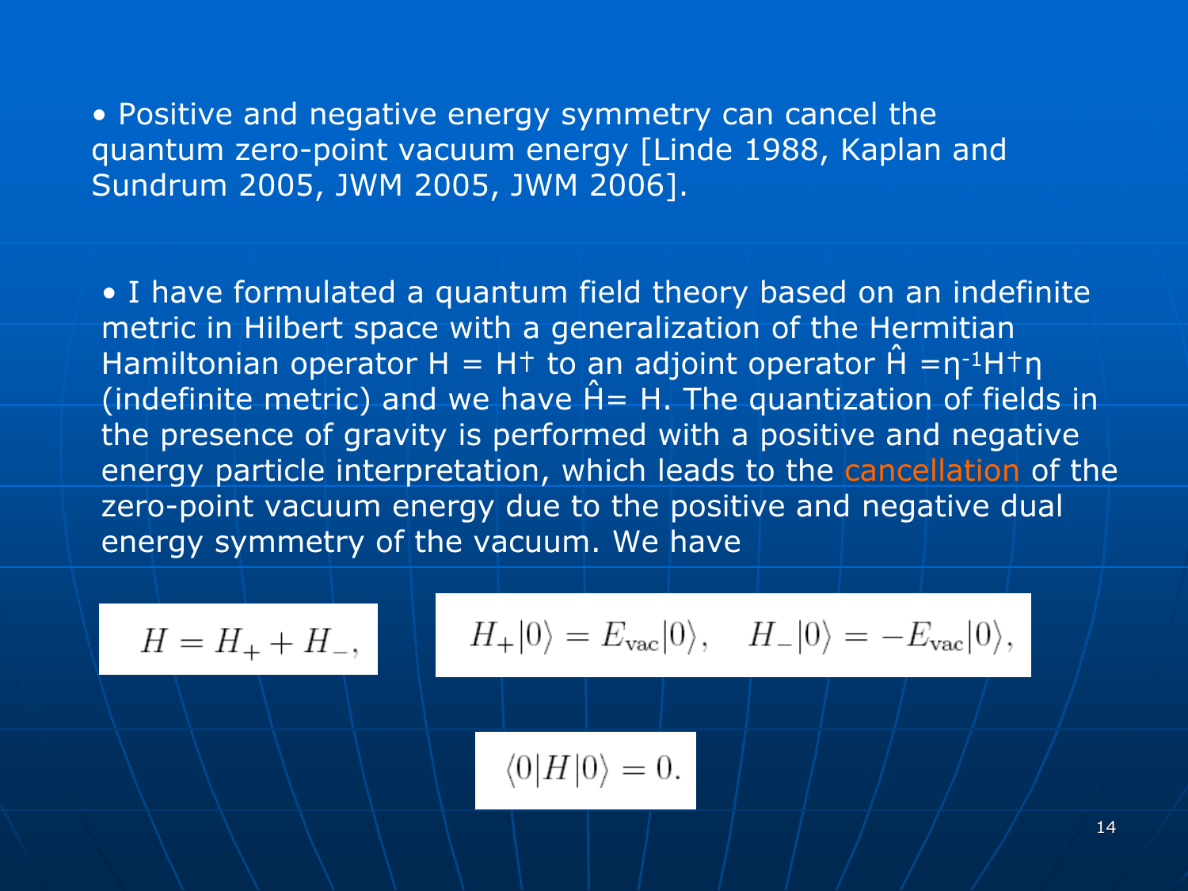- Positive and negative energy symmetry can cancel the quantum zero-point vacuum energy [Linde 1988, Kaplan and Sundrum 2005, JWM 2005, JWM 2006].

- I have formulated a quantum field theory based on an indefinite metric in Hilbert space with a generalization of the Hermitian Hamiltonian operator $H = H^\dagger$ to an adjoint operator $\hat{H} = \eta^{-1} H^\dagger \eta$ (indefinite metric) and we have $\hat{H} = H$. The quantization of fields in the presence of gravity is performed with a positive and negative energy particle interpretation, which leads to the cancellation of the zero-point vacuum energy due to the positive and negative dual energy symmetry of the vacuum. We have

$$H = H_+ + H_-,$$

$$H_+|0\rangle = E_{\rm vac}|0\rangle, \quad H_-|0\rangle = -E_{\rm vac}|0\rangle,$$

$$\langle 0|H|0\rangle = 0.$$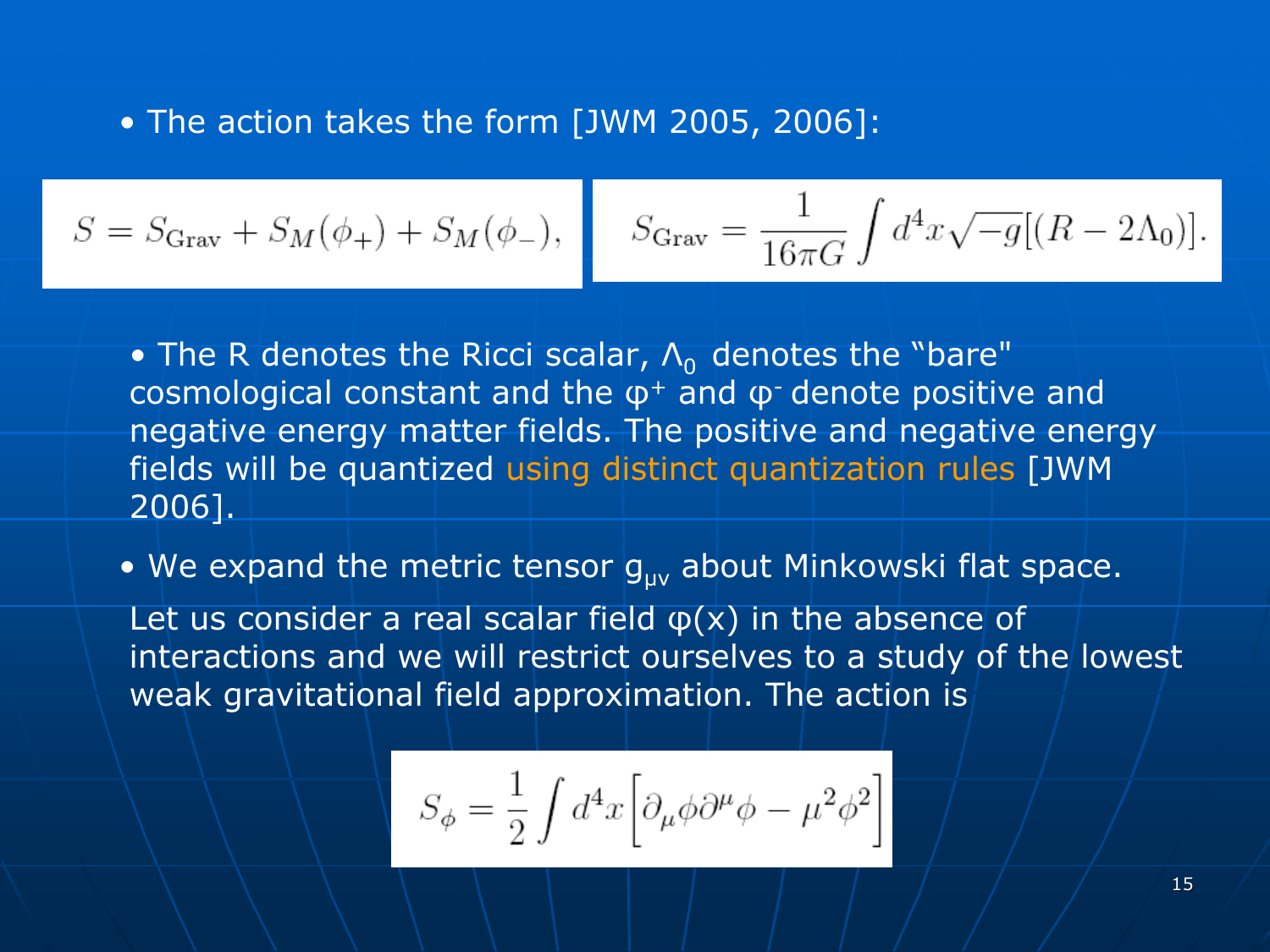- The action takes the form [JWM 2005, 2006]:

$$S = S_{\rm Grav} + S_M(\phi_+) + S_M(\phi_-),$$

$$S_{\rm Grav} = \frac{1}{16\pi G}\int d^4x\sqrt{-g}[(R - 2\Lambda_0)].$$

- The R denotes the Ricci scalar, $\Lambda_0$ denotes the "bare" cosmological constant and the $\varphi^+$ and $\varphi^-$ denote positive and negative energy matter fields. The positive and negative energy fields will be quantized using distinct quantization rules [JWM 2006].

- We expand the metric tensor $g_{\mu\nu}$ about Minkowski flat space.

Let us consider a real scalar field $\varphi(x)$ in the absence of interactions and we will restrict ourselves to a study of the lowest weak gravitational field approximation. The action is

$$S_\phi = \frac{1}{2}\int d^4x\left[\partial_\mu\phi\partial^\mu\phi - \mu^2\phi^2\right]$$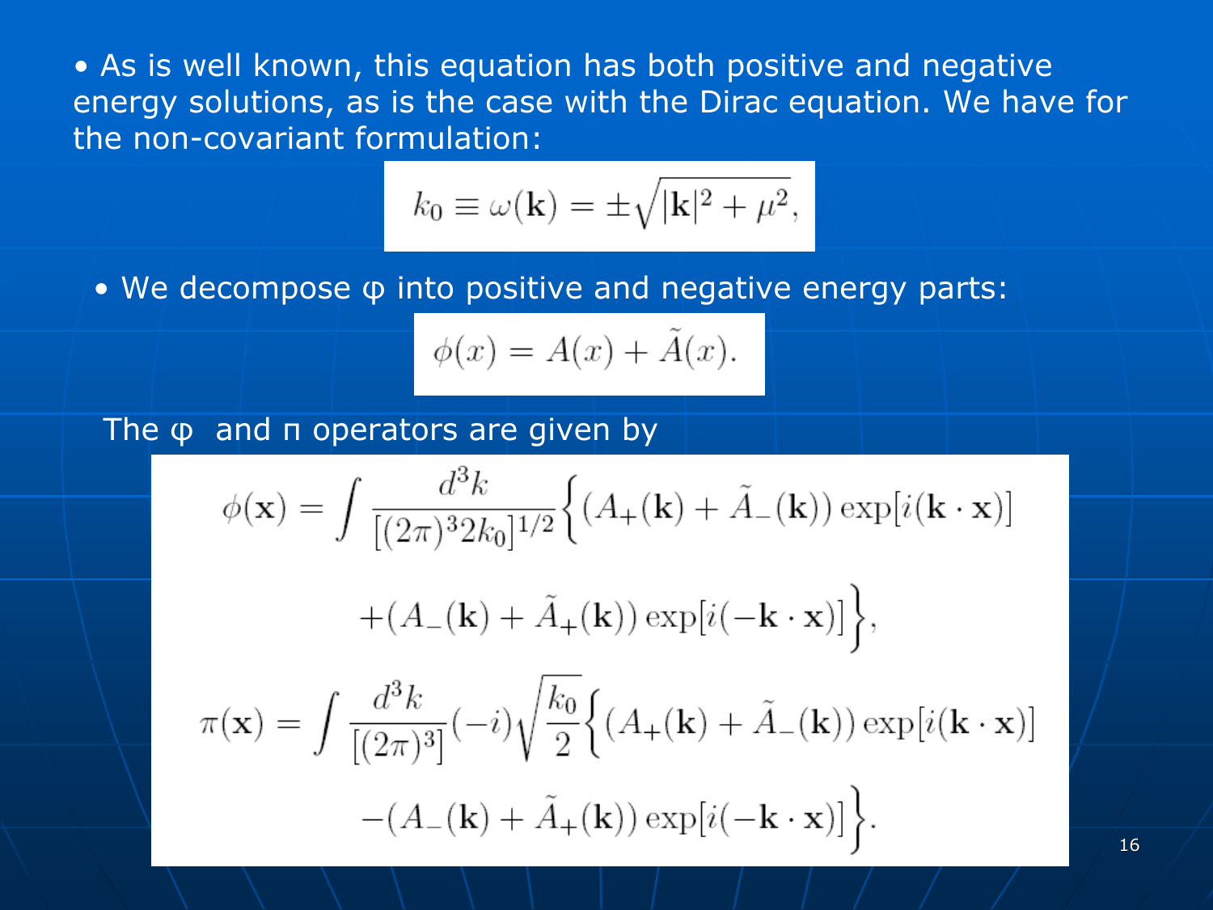- As is well known, this equation has both positive and negative energy solutions, as is the case with the Dirac equation. We have for the non-covariant formulation:

$$k_0 \equiv \omega(\mathbf{k}) = \pm\sqrt{|\mathbf{k}|^2 + \mu^2},$$

- We decompose φ into positive and negative energy parts:

$$\phi(x) = A(x) + \tilde{A}(x).$$

The φ and π operators are given by

$$\phi(\mathbf{x}) = \int \frac{d^3k}{[(2\pi)^3 2k_0]^{1/2}} \Big\{ (A_+(\mathbf{k}) + \tilde{A}_-(\mathbf{k})) \exp[i(\mathbf{k}\cdot\mathbf{x})]$$

$$+ (A_-(\mathbf{k}) + \tilde{A}_+(\mathbf{k})) \exp[i(-\mathbf{k}\cdot\mathbf{x})] \Big\},$$

$$\pi(\mathbf{x}) = \int \frac{d^3k}{[(2\pi)^3]} (-i) \sqrt{\frac{k_0}{2}} \Big\{ (A_+(\mathbf{k}) + \tilde{A}_-(\mathbf{k})) \exp[i(\mathbf{k}\cdot\mathbf{x})]$$

$$- (A_-(\mathbf{k}) + \tilde{A}_+(\mathbf{k})) \exp[i(-\mathbf{k}\cdot\mathbf{x})] \Big\}.$$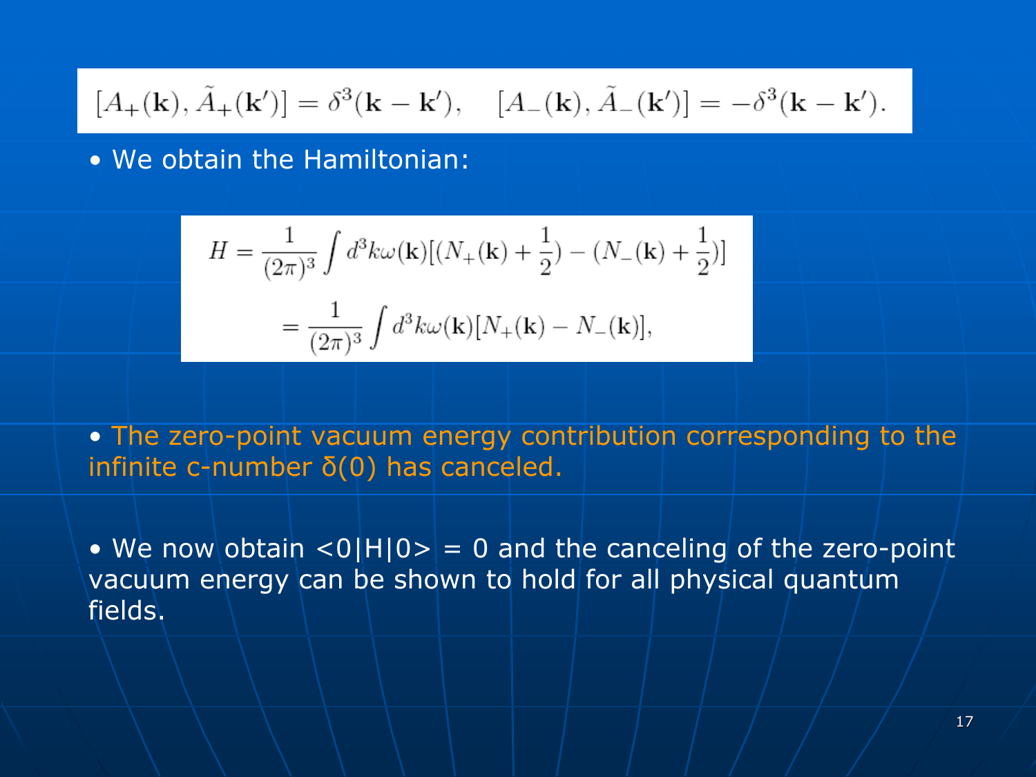$$[A_+(\mathbf{k}), \tilde{A}_+(\mathbf{k}')] = \delta^3(\mathbf{k} - \mathbf{k}'), \quad [A_-(\mathbf{k}), \tilde{A}_-(\mathbf{k}')] = -\delta^3(\mathbf{k} - \mathbf{k}').$$

- We obtain the Hamiltonian:

$$H = \frac{1}{(2\pi)^3} \int d^3k\omega(\mathbf{k})[(N_+(\mathbf{k}) + \frac{1}{2}) - (N_-(\mathbf{k}) + \frac{1}{2})]$$
$$= \frac{1}{(2\pi)^3} \int d^3k\omega(\mathbf{k})[N_+(\mathbf{k}) - N_-(\mathbf{k})],$$

- The zero-point vacuum energy contribution corresponding to the infinite c-number $\delta(0)$ has canceled.

- We now obtain $<0|H|0> = 0$ and the canceling of the zero-point vacuum energy can be shown to hold for all physical quantum fields.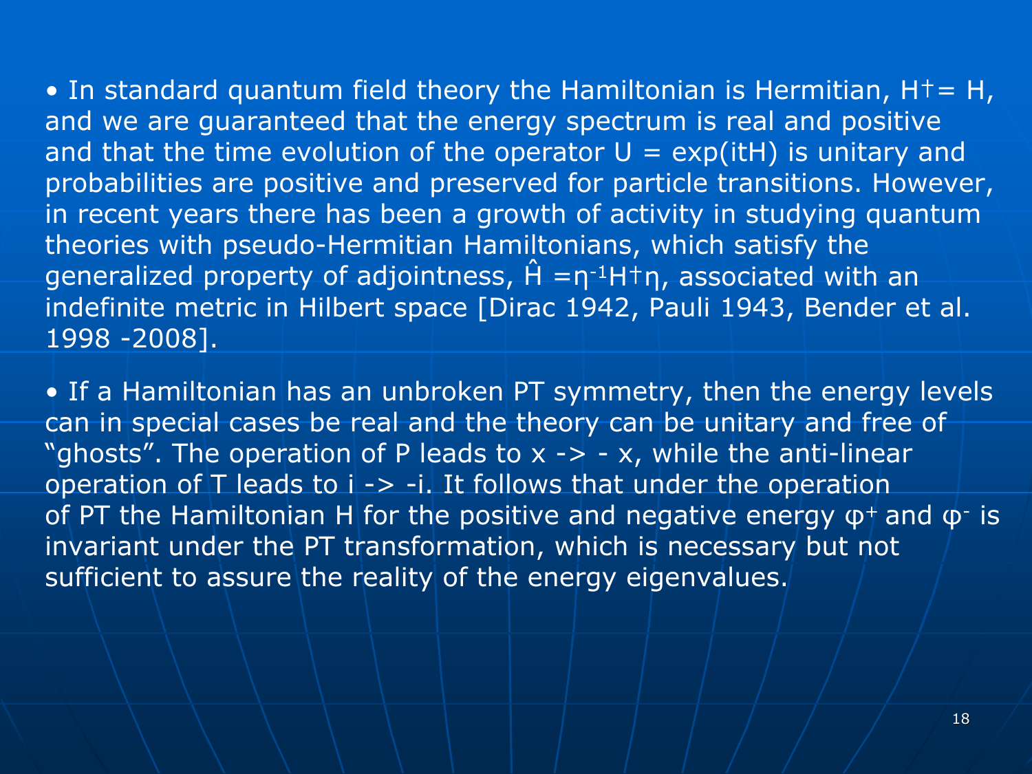- In standard quantum field theory the Hamiltonian is Hermitian, $H^\dagger = H$, and we are guaranteed that the energy spectrum is real and positive and that the time evolution of the operator $U = \exp(itH)$ is unitary and probabilities are positive and preserved for particle transitions. However, in recent years there has been a growth of activity in studying quantum theories with pseudo-Hermitian Hamiltonians, which satisfy the generalized property of adjointness, $\hat{H} = \eta^{-1} H^\dagger \eta$, associated with an indefinite metric in Hilbert space [Dirac 1942, Pauli 1943, Bender et al. 1998 -2008].

- If a Hamiltonian has an unbroken PT symmetry, then the energy levels can in special cases be real and the theory can be unitary and free of "ghosts". The operation of P leads to $x \rightarrow -x$, while the anti-linear operation of T leads to $i \rightarrow -i$. It follows that under the operation of PT the Hamiltonian H for the positive and negative energy $\varphi^+$ and $\varphi^-$ is invariant under the PT transformation, which is necessary but not sufficient to assure the reality of the energy eigenvalues.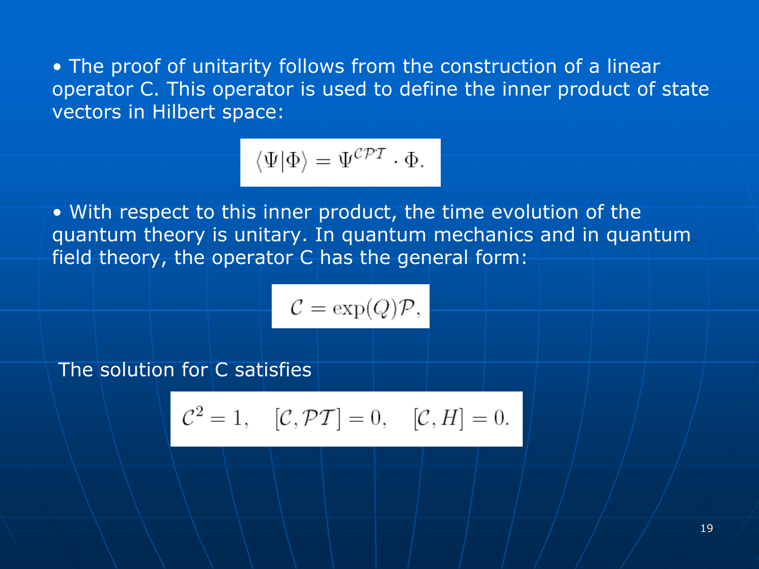- The proof of unitarity follows from the construction of a linear operator C. This operator is used to define the inner product of state vectors in Hilbert space:

$$\langle \Psi | \Phi \rangle = \Psi^{\mathcal{CPT}} \cdot \Phi.$$

- With respect to this inner product, the time evolution of the quantum theory is unitary. In quantum mechanics and in quantum field theory, the operator C has the general form:

$$\mathcal{C} = \exp(Q)\mathcal{P},$$

The solution for C satisfies

$$\mathcal{C}^2 = 1, \quad [\mathcal{C}, \mathcal{PT}] = 0, \quad [\mathcal{C}, H] = 0.$$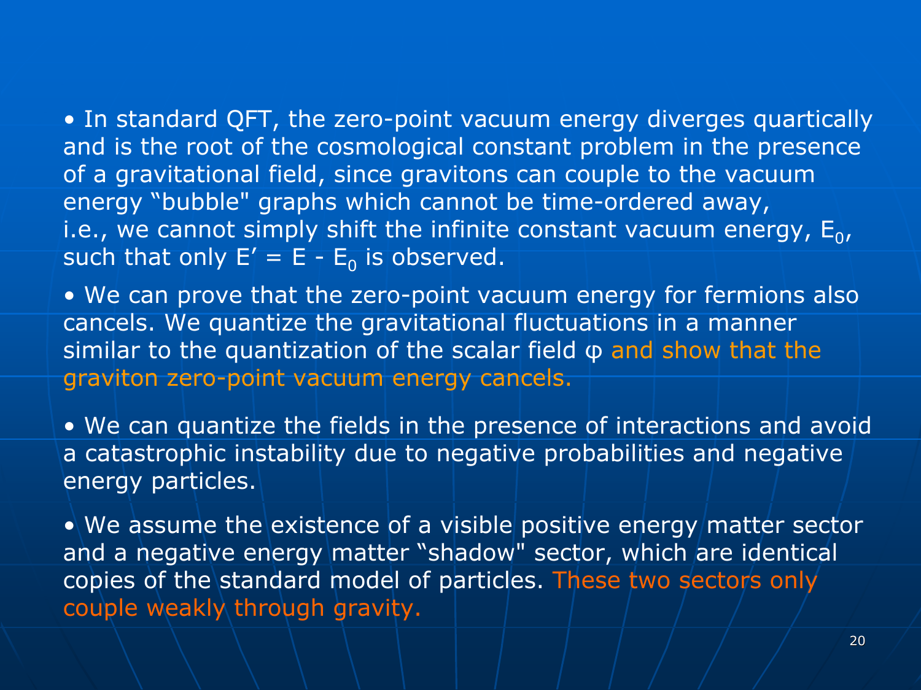- In standard QFT, the zero-point vacuum energy diverges quartically and is the root of the cosmological constant problem in the presence of a gravitational field, since gravitons can couple to the vacuum energy "bubble" graphs which cannot be time-ordered away, i.e., we cannot simply shift the infinite constant vacuum energy, $E_0$, such that only $E' = E - E_0$ is observed.

- We can prove that the zero-point vacuum energy for fermions also cancels. We quantize the gravitational fluctuations in a manner similar to the quantization of the scalar field $\varphi$ and show that the graviton zero-point vacuum energy cancels.

- We can quantize the fields in the presence of interactions and avoid a catastrophic instability due to negative probabilities and negative energy particles.

- We assume the existence of a visible positive energy matter sector and a negative energy matter "shadow" sector, which are identical copies of the standard model of particles. These two sectors only couple weakly through gravity.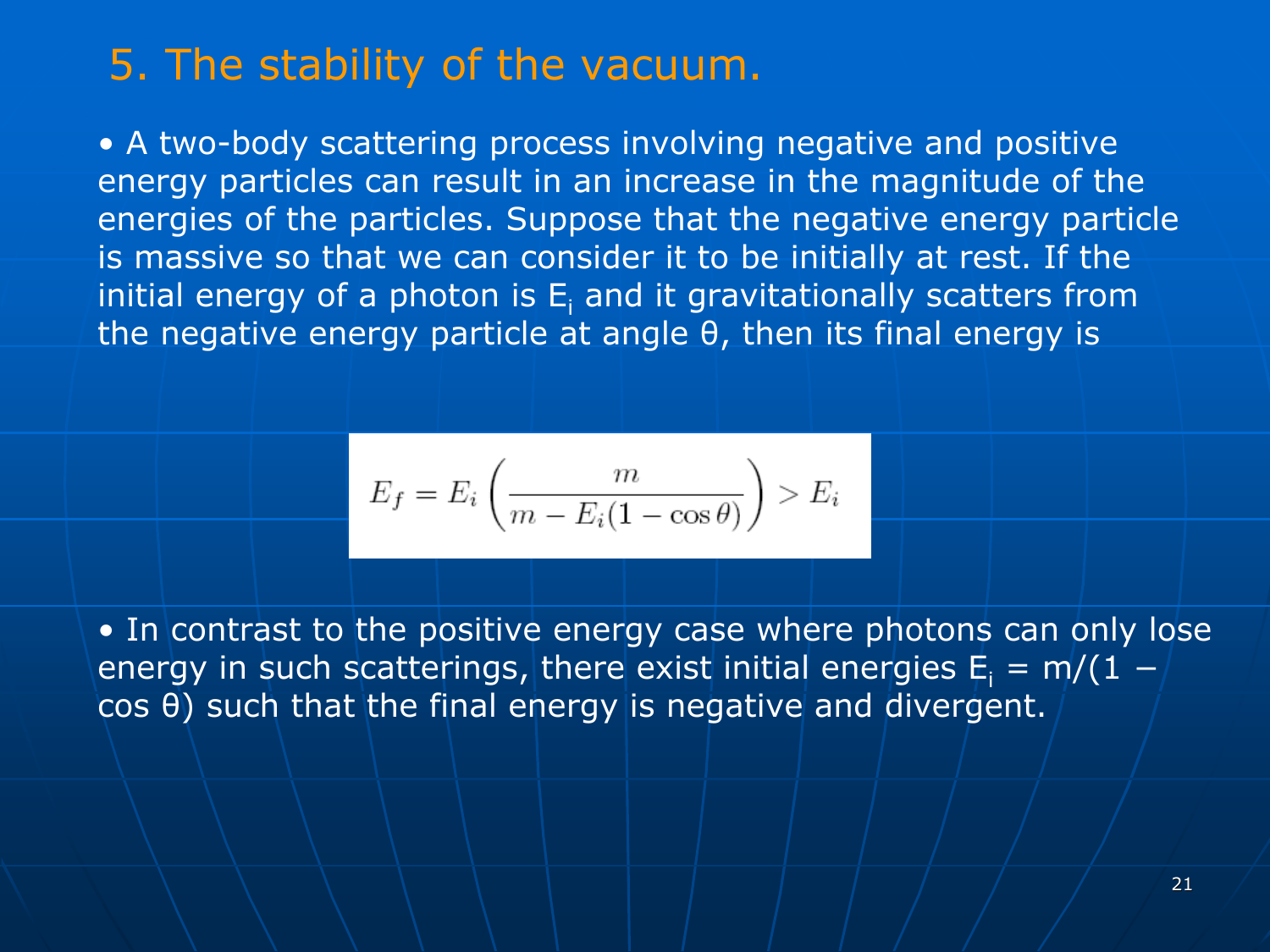# 5. The stability of the vacuum.

- A two-body scattering process involving negative and positive energy particles can result in an increase in the magnitude of the energies of the particles. Suppose that the negative energy particle is massive so that we can consider it to be initially at rest. If the initial energy of a photon is $E_i$ and it gravitationally scatters from the negative energy particle at angle θ, then its final energy is

$$E_f = E_i \left( \frac{m}{m - E_i(1 - \cos\theta)} \right) > E_i$$

- In contrast to the positive energy case where photons can only lose energy in such scatterings, there exist initial energies $E_i = m/(1 - \cos\theta)$ such that the final energy is negative and divergent.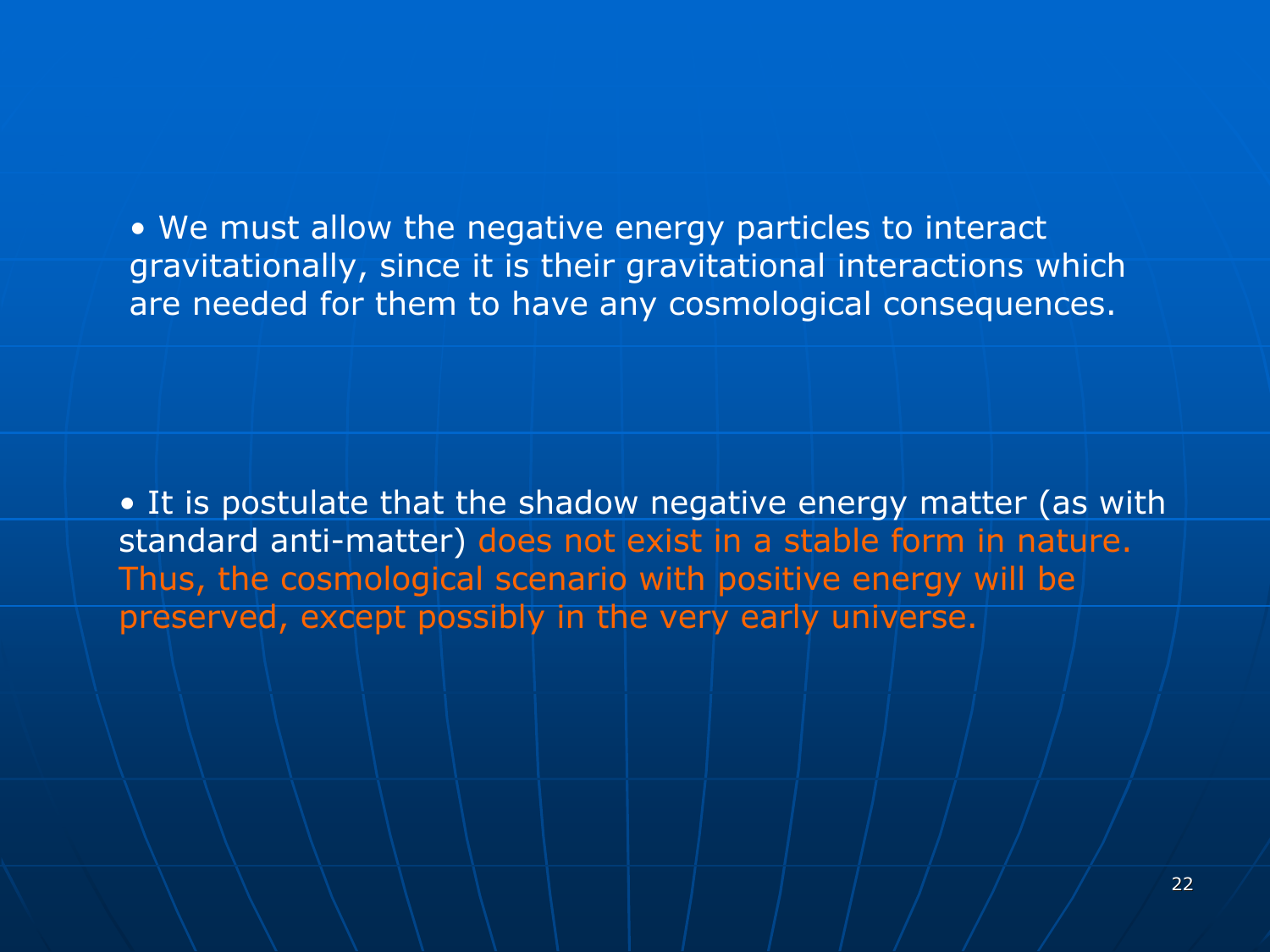- We must allow the negative energy particles to interact gravitationally, since it is their gravitational interactions which are needed for them to have any cosmological consequences.

- It is postulate that the shadow negative energy matter (as with standard anti-matter) does not exist in a stable form in nature. Thus, the cosmological scenario with positive energy will be preserved, except possibly in the very early universe.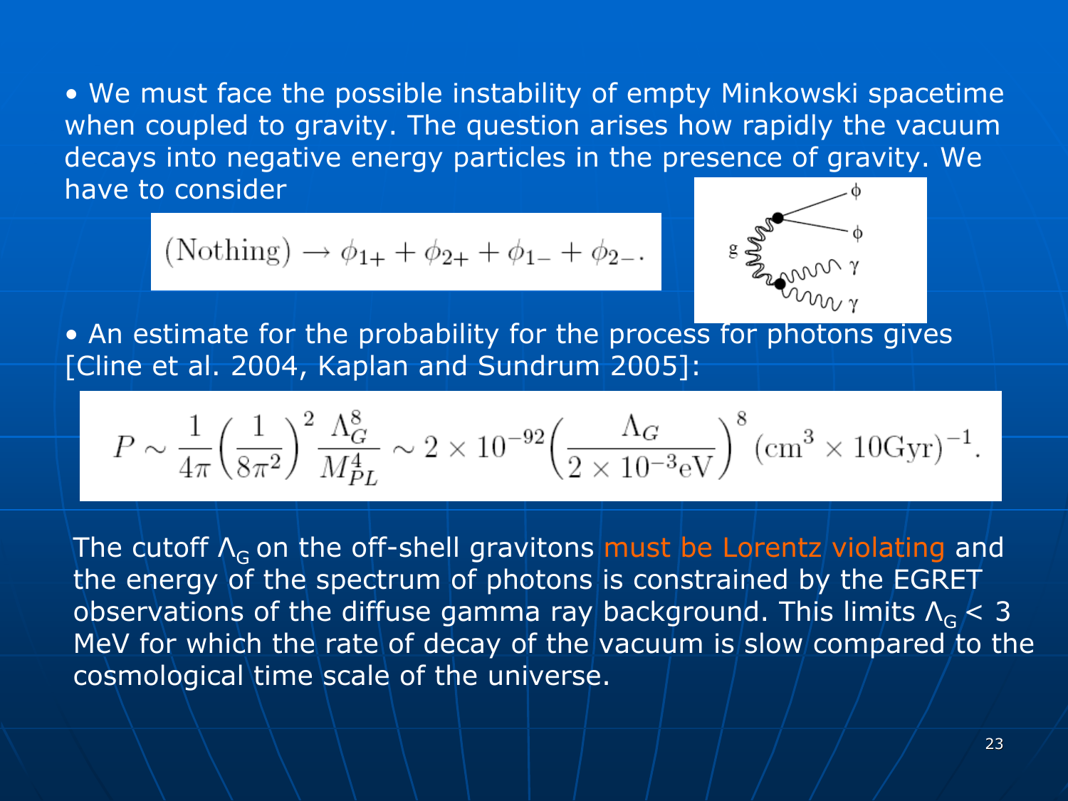- We must face the possible instability of empty Minkowski spacetime when coupled to gravity. The question arises how rapidly the vacuum decays into negative energy particles in the presence of gravity. We have to consider

$$(\text{Nothing}) \rightarrow \phi_{1+} + \phi_{2+} + \phi_{1-} + \phi_{2-}.$$

- An estimate for the probability for the process for photons gives [Cline et al. 2004, Kaplan and Sundrum 2005]:

$$P \sim \frac{1}{4\pi}\left(\frac{1}{8\pi^2}\right)^2 \frac{\Lambda_G^8}{M_{PL}^4} \sim 2 \times 10^{-92}\left(\frac{\Lambda_G}{2 \times 10^{-3}\text{eV}}\right)^8 (\text{cm}^3 \times 10\text{Gyr})^{-1}.$$

The cutoff $\Lambda_G$ on the off-shell gravitons must be Lorentz violating and the energy of the spectrum of photons is constrained by the EGRET observations of the diffuse gamma ray background. This limits $\Lambda_G < 3$ MeV for which the rate of decay of the vacuum is slow compared to the cosmological time scale of the universe.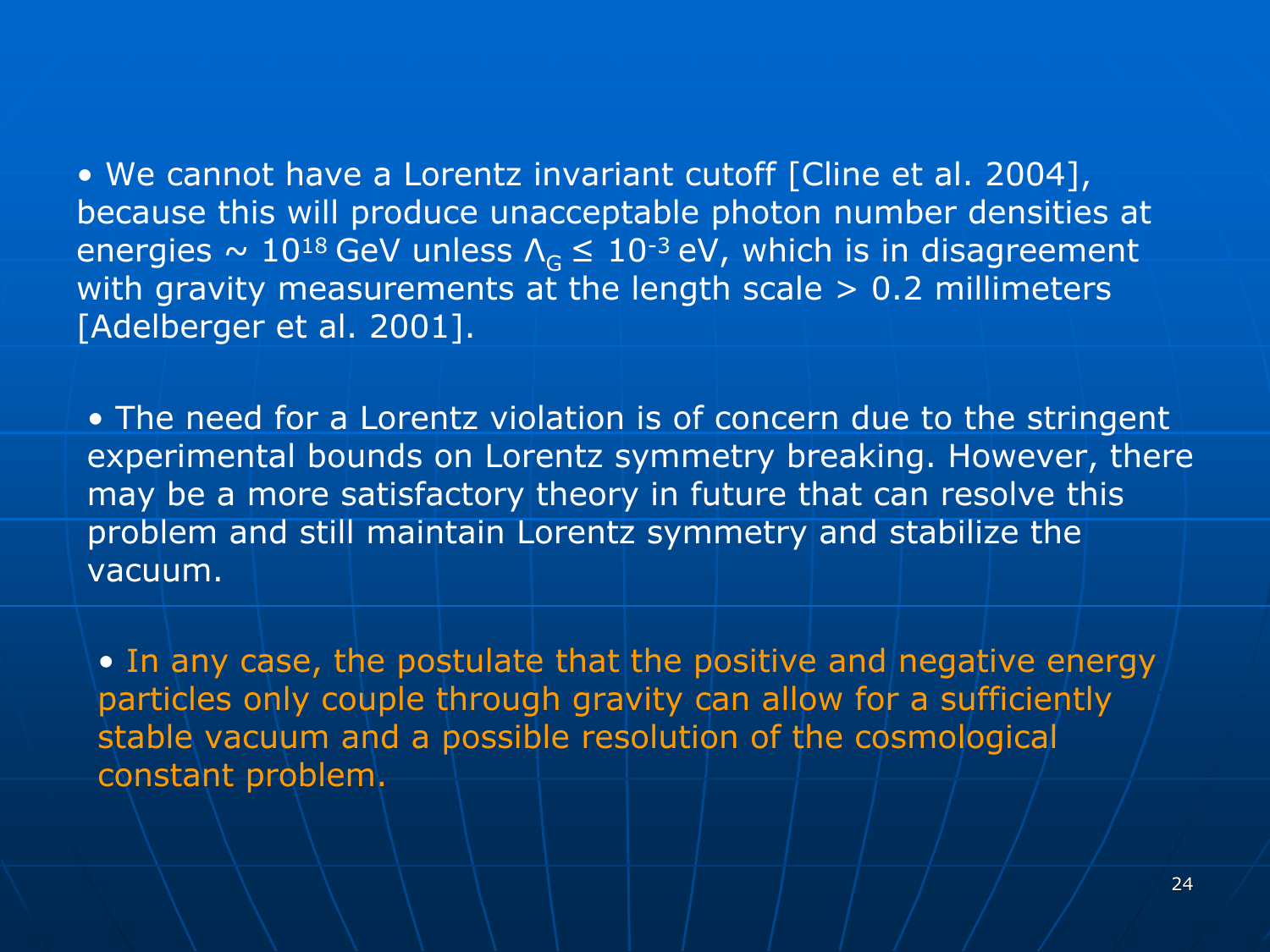- We cannot have a Lorentz invariant cutoff [Cline et al. 2004], because this will produce unacceptable photon number densities at energies ~ $10^{18}$ GeV unless $\Lambda_G \leq 10^{-3}$ eV, which is in disagreement with gravity measurements at the length scale > 0.2 millimeters [Adelberger et al. 2001].

- The need for a Lorentz violation is of concern due to the stringent experimental bounds on Lorentz symmetry breaking. However, there may be a more satisfactory theory in future that can resolve this problem and still maintain Lorentz symmetry and stabilize the vacuum.

- In any case, the postulate that the positive and negative energy particles only couple through gravity can allow for a sufficiently stable vacuum and a possible resolution of the cosmological constant problem.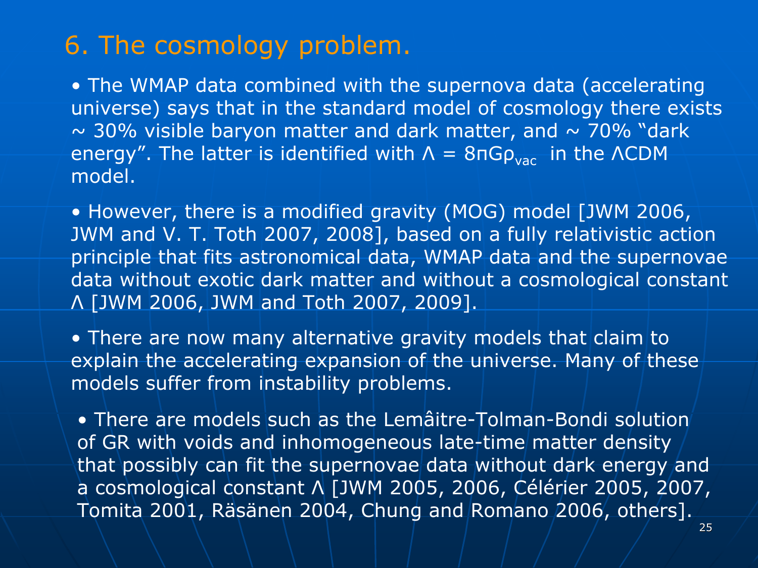# 6. The cosmology problem.

- The WMAP data combined with the supernova data (accelerating universe) says that in the standard model of cosmology there exists ~ 30% visible baryon matter and dark matter, and ~ 70% "dark energy". The latter is identified with $\Lambda = 8\pi G\rho_{vac}$ in the ΛCDM model.

- However, there is a modified gravity (MOG) model [JWM 2006, JWM and V. T. Toth 2007, 2008], based on a fully relativistic action principle that fits astronomical data, WMAP data and the supernovae data without exotic dark matter and without a cosmological constant Λ [JWM 2006, JWM and Toth 2007, 2009].

- There are now many alternative gravity models that claim to explain the accelerating expansion of the universe. Many of these models suffer from instability problems.

- There are models such as the Lemâitre-Tolman-Bondi solution of GR with voids and inhomogeneous late-time matter density that possibly can fit the supernovae data without dark energy and a cosmological constant Λ [JWM 2005, 2006, Célérier 2005, 2007, Tomita 2001, Räsänen 2004, Chung and Romano 2006, others].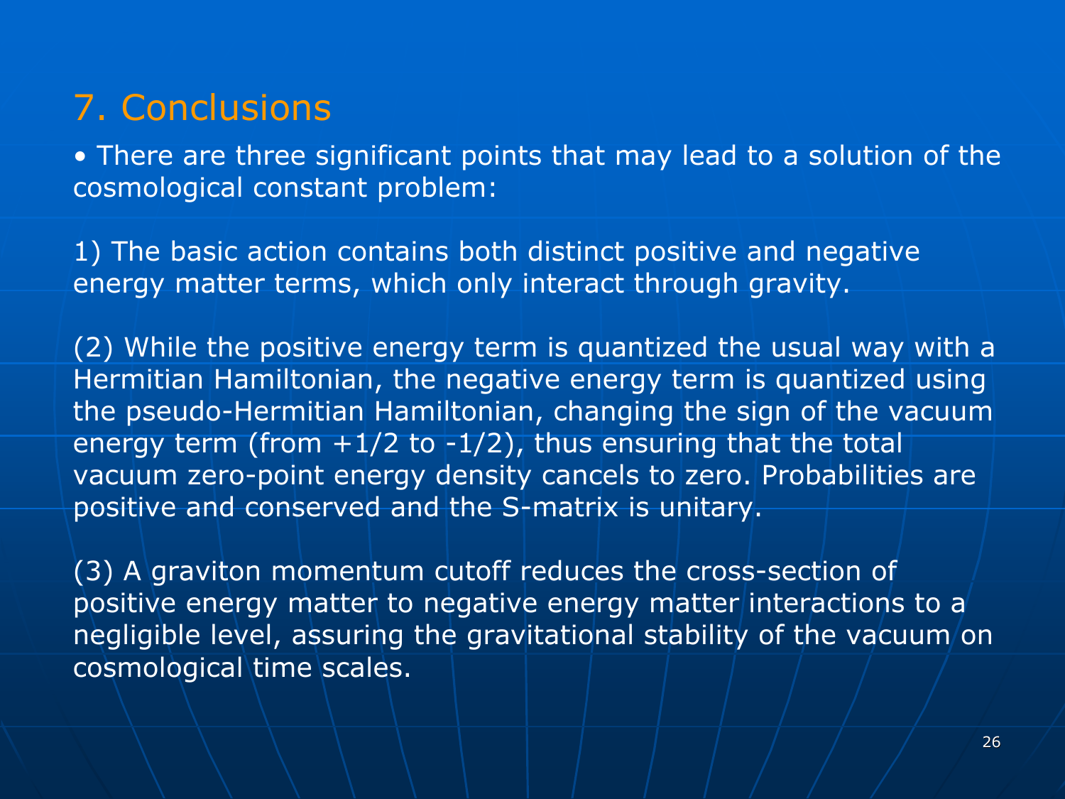## 7. Conclusions

• There are three significant points that may lead to a solution of the cosmological constant problem:

1) The basic action contains both distinct positive and negative energy matter terms, which only interact through gravity.

(2) While the positive energy term is quantized the usual way with a Hermitian Hamiltonian, the negative energy term is quantized using the pseudo-Hermitian Hamiltonian, changing the sign of the vacuum energy term (from $+1/2$ to $-1/2$), thus ensuring that the total vacuum zero-point energy density cancels to zero. Probabilities are positive and conserved and the S-matrix is unitary.

(3) A graviton momentum cutoff reduces the cross-section of positive energy matter to negative energy matter interactions to a negligible level, assuring the gravitational stability of the vacuum on cosmological time scales.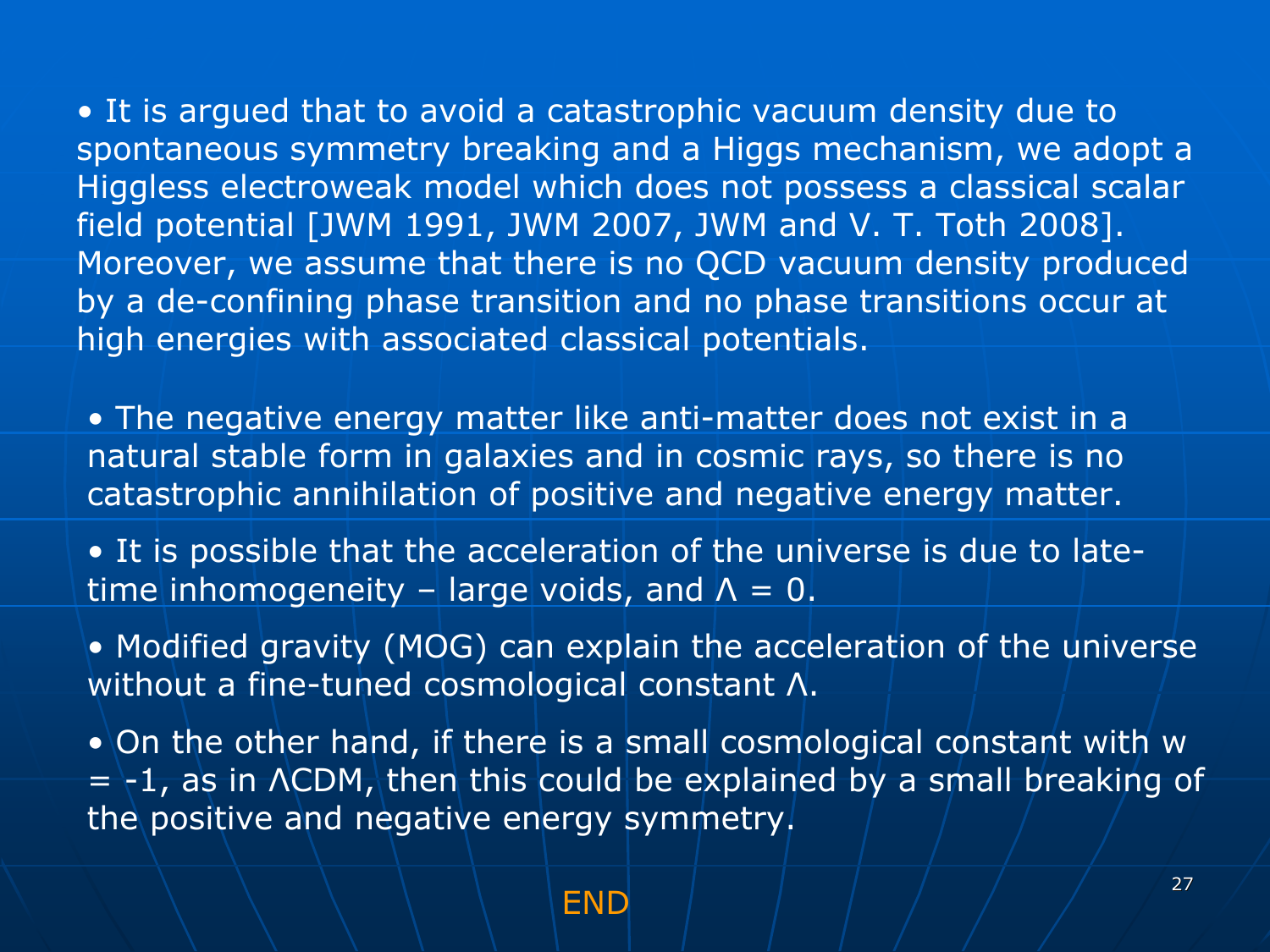- It is argued that to avoid a catastrophic vacuum density due to spontaneous symmetry breaking and a Higgs mechanism, we adopt a Higgless electroweak model which does not possess a classical scalar field potential [JWM 1991, JWM 2007, JWM and V. T. Toth 2008]. Moreover, we assume that there is no QCD vacuum density produced by a de-confining phase transition and no phase transitions occur at high energies with associated classical potentials.

- The negative energy matter like anti-matter does not exist in a natural stable form in galaxies and in cosmic rays, so there is no catastrophic annihilation of positive and negative energy matter.

- It is possible that the acceleration of the universe is due to late-time inhomogeneity – large voids, and $\Lambda = 0$.

- Modified gravity (MOG) can explain the acceleration of the universe without a fine-tuned cosmological constant $\Lambda$.

- On the other hand, if there is a small cosmological constant with $w = -1$, as in ΛCDM, then this could be explained by a small breaking of the positive and negative energy symmetry.

END